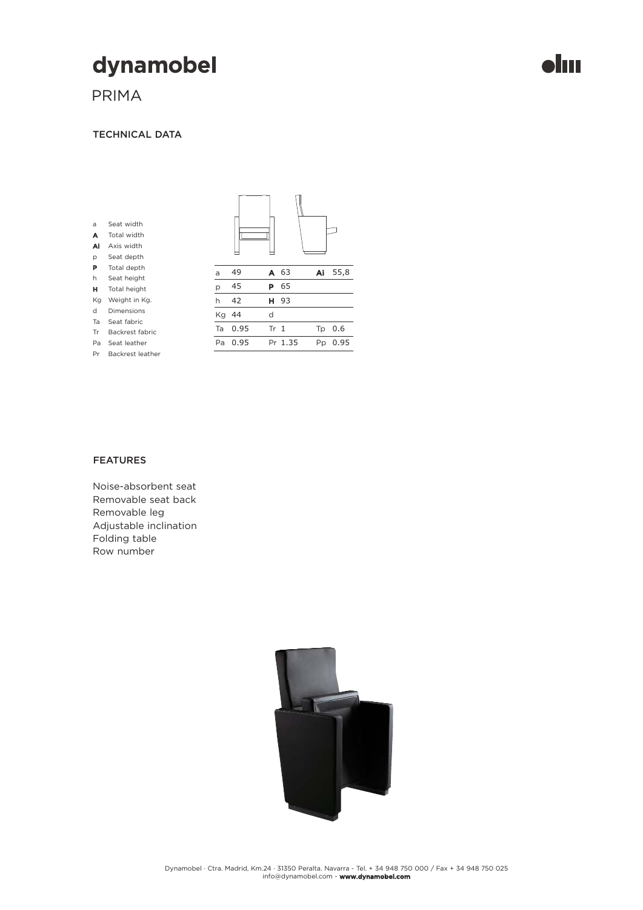# dynamobel

## PRIMA

### TECHNICAL DATA

- a Seat width
- **A** Total width
- **Al** Axis width
- p Seat depth
- **P** Total depth
- h Seat height
- **H** Total height
- Kg Weight in Kg.
- d Dimensions
- Ta Seat fabric
- Tr Backrest fabric
- Pa Seat leather
- Pr Backrest leather

| | | | | | |
|---|---|---|---|---|---|
| a | 49 | **A** | 63 | **Al** | 55,8 |
| p | 45 | **P** | 65 | | |
| h | 42 | **H** | 93 | | |
| Kg | 44 | d | | | |
| Ta | 0.95 | Tr | 1 | Tp | 0.6 |
| Pa | 0.95 | Pr | 1.35 | Pp | 0.95 |

### FEATURES

Noise-absorbent seat
Removable seat back
Removable leg
Adjustable inclination
Folding table
Row number

Dynamobel · Ctra. Madrid, Km.24 · 31350 Peralta. Navarra - Tel. + 34 948 750 000 / Fax + 34 948 750 025
info@dynamobel.com - **www.dynamobel.com**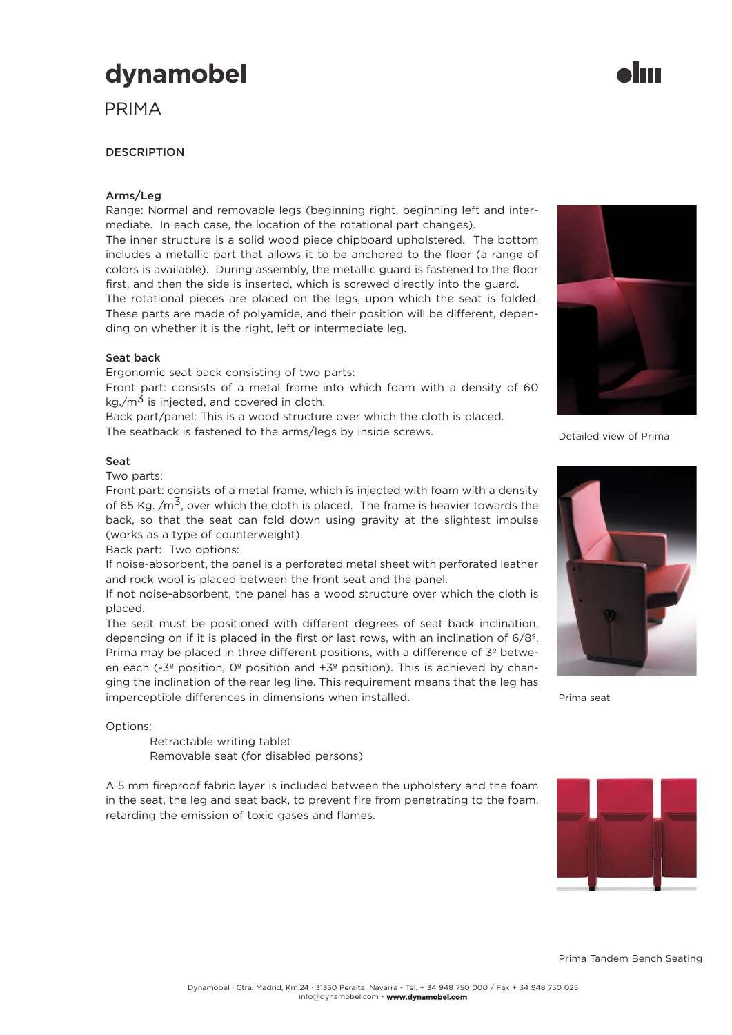# dynamobel

PRIMA

## DESCRIPTION

### Arms/Leg

Range: Normal and removable legs (beginning right, beginning left and intermediate. In each case, the location of the rotational part changes).
The inner structure is a solid wood piece chipboard upholstered. The bottom includes a metallic part that allows it to be anchored to the floor (a range of colors is available). During assembly, the metallic guard is fastened to the floor first, and then the side is inserted, which is screwed directly into the guard.
The rotational pieces are placed on the legs, upon which the seat is folded. These parts are made of polyamide, and their position will be different, depending on whether it is the right, left or intermediate leg.

### Seat back

Ergonomic seat back consisting of two parts:
Front part: consists of a metal frame into which foam with a density of 60 kg./$m^3$ is injected, and covered in cloth.
Back part/panel: This is a wood structure over which the cloth is placed.
The seatback is fastened to the arms/legs by inside screws.

### Seat

Two parts:
Front part: consists of a metal frame, which is injected with foam with a density of 65 Kg. /$m^3$, over which the cloth is placed. The frame is heavier towards the back, so that the seat can fold down using gravity at the slightest impulse (works as a type of counterweight).
Back part: Two options:
If noise-absorbent, the panel is a perforated metal sheet with perforated leather and rock wool is placed between the front seat and the panel.
If not noise-absorbent, the panel has a wood structure over which the cloth is placed.
The seat must be positioned with different degrees of seat back inclination, depending on if it is placed in the first or last rows, with an inclination of 6/8º. Prima may be placed in three different positions, with a difference of 3º between each (-3º position, 0º position and +3º position). This is achieved by changing the inclination of the rear leg line. This requirement means that the leg has imperceptible differences in dimensions when installed.

Options:

- Retractable writing tablet
- Removable seat (for disabled persons)

A 5 mm fireproof fabric layer is included between the upholstery and the foam in the seat, the leg and seat back, to prevent fire from penetrating to the foam, retarding the emission of toxic gases and flames.

Detailed view of Prima

Prima seat

Prima Tandem Bench Seating

Dynamobel · Ctra. Madrid, Km.24 · 31350 Peralta. Navarra - Tel. + 34 948 750 000 / Fax + 34 948 750 025
info@dynamobel.com - **www.dynamobel.com**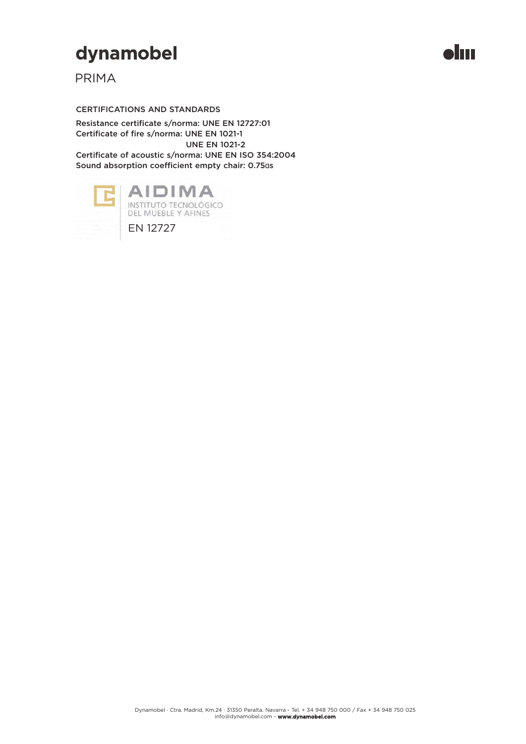# dynamobel

PRIMA

CERTIFICATIONS AND STANDARDS

Resistance certificate s/norma: UNE EN 12727:01
Certificate of fire s/norma: UNE EN 1021-1
UNE EN 1021-2
Certificate of acoustic s/norma: UNE EN ISO 354:2004
Sound absorption coefficient empty chair: 0.75αs

AIDIMA
INSTITUTO TECNOLÓGICO
DEL MUEBLE Y AFINES
EN 12727

Dynamobel · Ctra. Madrid, Km.24 · 31350 Peralta. Navarra - Tel. + 34 948 750 000 / Fax + 34 948 750 025
info@dynamobel.com - **www.dynamobel.com**